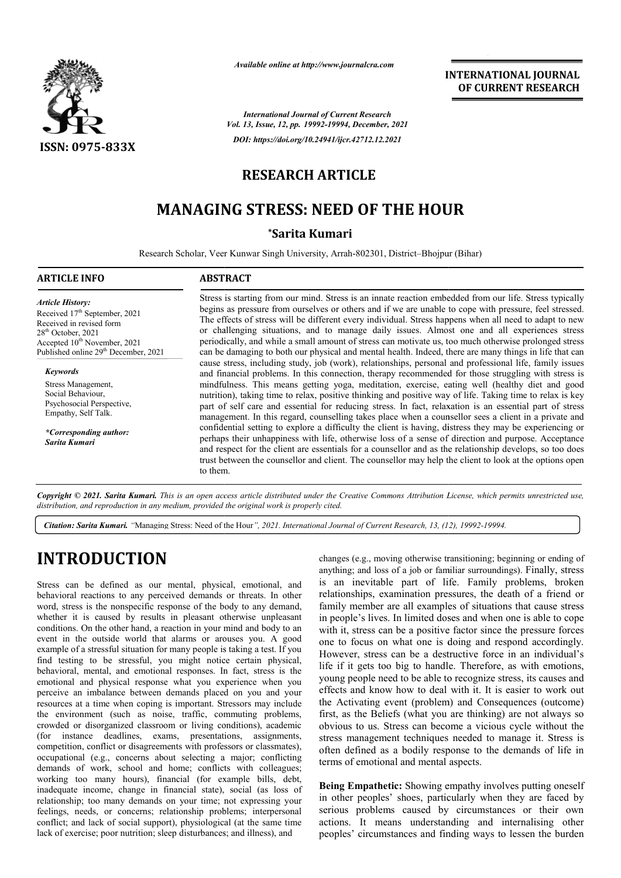*Available online at http://www.journalcra.com*

*International Journal of Current Research*
*Vol. 13, Issue, 12, pp. 19992-19994, December, 2021*

*DOI: https://doi.org/10.24941/ijcr.42712.12.2021*

**INTERNATIONAL JOURNAL OF CURRENT RESEARCH**

ISSN: 0975-833X

## RESEARCH ARTICLE

# MANAGING STRESS: NEED OF THE HOUR

**\*Sarita Kumari**

Research Scholar, Veer Kunwar Singh University, Arrah-802301, District–Bhojpur (Bihar)

### ARTICLE INFO

*Article History:*
Received 17th September, 2021
Received in revised form
28th October, 2021
Accepted 10th November, 2021
Published online 29th December, 2021

*Keywords*

Stress Management,
Social Behaviour,
Psychosocial Perspective,
Empathy, Self Talk.

*\*Corresponding author:*
*Sarita Kumari*

### ABSTRACT

Stress is starting from our mind. Stress is an innate reaction embedded from our life. Stress typically begins as pressure from ourselves or others and if we are unable to cope with pressure, feel stressed. The effects of stress will be different every individual. Stress happens when all need to adapt to new or challenging situations, and to manage daily issues. Almost one and all experiences stress periodically, and while a small amount of stress can motivate us, too much otherwise prolonged stress can be damaging to both our physical and mental health. Indeed, there are many things in life that can cause stress, including study, job (work), relationships, personal and professional life, family issues and financial problems. In this connection, therapy recommended for those struggling with stress is mindfulness. This means getting yoga, meditation, exercise, eating well (healthy diet and good nutrition), taking time to relax, positive thinking and positive way of life. Taking time to relax is key part of self care and essential for reducing stress. In fact, relaxation is an essential part of stress management. In this regard, counselling takes place when a counsellor sees a client in a private and confidential setting to explore a difficulty the client is having, distress they may be experiencing or perhaps their unhappiness with life, otherwise loss of a sense of direction and purpose. Acceptance and respect for the client are essentials for a counsellor and as the relationship develops, so too does trust between the counsellor and client. The counsellor may help the client to look at the options open to them.

*Copyright © 2021. Sarita Kumari. This is an open access article distributed under the Creative Commons Attribution License, which permits unrestricted use, distribution, and reproduction in any medium, provided the original work is properly cited.*

***Citation: Sarita Kumari.** "Managing Stress: Need of the Hour", 2021. International Journal of Current Research, 13, (12), 19992-19994.*

# INTRODUCTION

Stress can be defined as our mental, physical, emotional, and behavioral reactions to any perceived demands or threats. In other word, stress is the nonspecific response of the body to any demand, whether it is caused by results in pleasant otherwise unpleasant conditions. On the other hand, a reaction in your mind and body to an event in the outside world that alarms or arouses you. A good example of a stressful situation for many people is taking a test. If you find testing to be stressful, you might notice certain physical, behavioral, mental, and emotional responses. In fact, stress is the emotional and physical response what you experience when you perceive an imbalance between demands placed on you and your resources at a time when coping is important. Stressors may include the environment (such as noise, traffic, commuting problems, crowded or disorganized classroom or living conditions), academic (for instance deadlines, exams, presentations, assignments, competition, conflict or disagreements with professors or classmates), occupational (e.g., concerns about selecting a major; conflicting demands of work, school and home; conflicts with colleagues; working too many hours), financial (for example bills, debt, inadequate income, change in financial state), social (as loss of relationship; too many demands on your time; not expressing your feelings, needs, or concerns; relationship problems; interpersonal conflict; and lack of social support), physiological (at the same time lack of exercise; poor nutrition; sleep disturbances; and illness), and changes (e.g., moving otherwise transitioning; beginning or ending of anything; and loss of a job or familiar surroundings). Finally, stress is an inevitable part of life. Family problems, broken relationships, examination pressures, the death of a friend or family member are all examples of situations that cause stress in people's lives. In limited doses and when one is able to cope with it, stress can be a positive factor since the pressure forces one to focus on what one is doing and respond accordingly. However, stress can be a destructive force in an individual's life if it gets too big to handle. Therefore, as with emotions, young people need to be able to recognize stress, its causes and effects and know how to deal with it. It is easier to work out the Activating event (problem) and Consequences (outcome) first, as the Beliefs (what you are thinking) are not always so obvious to us. Stress can become a vicious cycle without the stress management techniques needed to manage it. Stress is often defined as a bodily response to the demands of life in terms of emotional and mental aspects.

**Being Empathetic:** Showing empathy involves putting oneself in other peoples' shoes, particularly when they are faced by serious problems caused by circumstances or their own actions. It means understanding and internalising other peoples' circumstances and finding ways to lessen the burden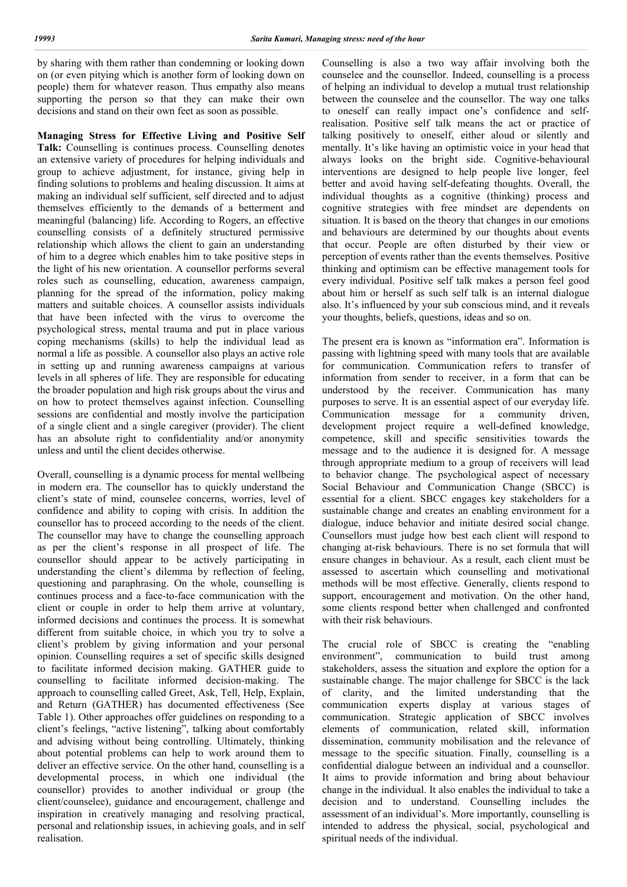by sharing with them rather than condemning or looking down on (or even pitying which is another form of looking down on people) them for whatever reason. Thus empathy also means supporting the person so that they can make their own decisions and stand on their own feet as soon as possible.

**Managing Stress for Effective Living and Positive Self Talk:** Counselling is continues process. Counselling denotes an extensive variety of procedures for helping individuals and group to achieve adjustment, for instance, giving help in finding solutions to problems and healing discussion. It aims at making an individual self sufficient, self directed and to adjust themselves efficiently to the demands of a betterment and meaningful (balancing) life. According to Rogers, an effective counselling consists of a definitely structured permissive relationship which allows the client to gain an understanding of him to a degree which enables him to take positive steps in the light of his new orientation. A counsellor performs several roles such as counselling, education, awareness campaign, planning for the spread of the information, policy making matters and suitable choices. A counsellor assists individuals that have been infected with the virus to overcome the psychological stress, mental trauma and put in place various coping mechanisms (skills) to help the individual lead as normal a life as possible. A counsellor also plays an active role in setting up and running awareness campaigns at various levels in all spheres of life. They are responsible for educating the broader population and high risk groups about the virus and on how to protect themselves against infection. Counselling sessions are confidential and mostly involve the participation of a single client and a single caregiver (provider). The client has an absolute right to confidentiality and/or anonymity unless and until the client decides otherwise.

Overall, counselling is a dynamic process for mental wellbeing in modern era. The counsellor has to quickly understand the client's state of mind, counselee concerns, worries, level of confidence and ability to coping with crisis. In addition the counsellor has to proceed according to the needs of the client. The counsellor may have to change the counselling approach as per the client's response in all prospect of life. The counsellor should appear to be actively participating in understanding the client's dilemma by reflection of feeling, questioning and paraphrasing. On the whole, counselling is continues process and a face-to-face communication with the client or couple in order to help them arrive at voluntary, informed decisions and continues the process. It is somewhat different from suitable choice, in which you try to solve a client's problem by giving information and your personal opinion. Counselling requires a set of specific skills designed to facilitate informed decision making. GATHER guide to counselling to facilitate informed decision-making. The approach to counselling called Greet, Ask, Tell, Help, Explain, and Return (GATHER) has documented effectiveness (See Table 1). Other approaches offer guidelines on responding to a client's feelings, "active listening", talking about comfortably and advising without being controlling. Ultimately, thinking about potential problems can help to work around them to deliver an effective service. On the other hand, counselling is a developmental process, in which one individual (the counsellor) provides to another individual or group (the client/counselee), guidance and encouragement, challenge and inspiration in creatively managing and resolving practical, personal and relationship issues, in achieving goals, and in self realisation.

Counselling is also a two way affair involving both the counselee and the counsellor. Indeed, counselling is a process of helping an individual to develop a mutual trust relationship between the counselee and the counsellor. The way one talks to oneself can really impact one's confidence and self-realisation. Positive self talk means the act or practice of talking positively to oneself, either aloud or silently and mentally. It's like having an optimistic voice in your head that always looks on the bright side. Cognitive-behavioural interventions are designed to help people live longer, feel better and avoid having self-defeating thoughts. Overall, the individual thoughts as a cognitive (thinking) process and cognitive strategies with free mindset are dependents on situation. It is based on the theory that changes in our emotions and behaviours are determined by our thoughts about events that occur. People are often disturbed by their view or perception of events rather than the events themselves. Positive thinking and optimism can be effective management tools for every individual. Positive self talk makes a person feel good about him or herself as such self talk is an internal dialogue also. It's influenced by your sub conscious mind, and it reveals your thoughts, beliefs, questions, ideas and so on.

The present era is known as "information era". Information is passing with lightning speed with many tools that are available for communication. Communication refers to transfer of information from sender to receiver, in a form that can be understood by the receiver. Communication has many purposes to serve. It is an essential aspect of our everyday life. Communication message for a community driven, development project require a well-defined knowledge, competence, skill and specific sensitivities towards the message and to the audience it is designed for. A message through appropriate medium to a group of receivers will lead to behavior change. The psychological aspect of necessary Social Behaviour and Communication Change (SBCC) is essential for a client. SBCC engages key stakeholders for a sustainable change and creates an enabling environment for a dialogue, induce behavior and initiate desired social change. Counsellors must judge how best each client will respond to changing at-risk behaviours. There is no set formula that will ensure changes in behaviour. As a result, each client must be assessed to ascertain which counselling and motivational methods will be most effective. Generally, clients respond to support, encouragement and motivation. On the other hand, some clients respond better when challenged and confronted with their risk behaviours.

The crucial role of SBCC is creating the "enabling environment", communication to build trust among stakeholders, assess the situation and explore the option for a sustainable change. The major challenge for SBCC is the lack of clarity, and the limited understanding that the communication experts display at various stages of communication. Strategic application of SBCC involves elements of communication, related skill, information dissemination, community mobilisation and the relevance of message to the specific situation. Finally, counselling is a confidential dialogue between an individual and a counsellor. It aims to provide information and bring about behaviour change in the individual. It also enables the individual to take a decision and to understand. Counselling includes the assessment of an individual's. More importantly, counselling is intended to address the physical, social, psychological and spiritual needs of the individual.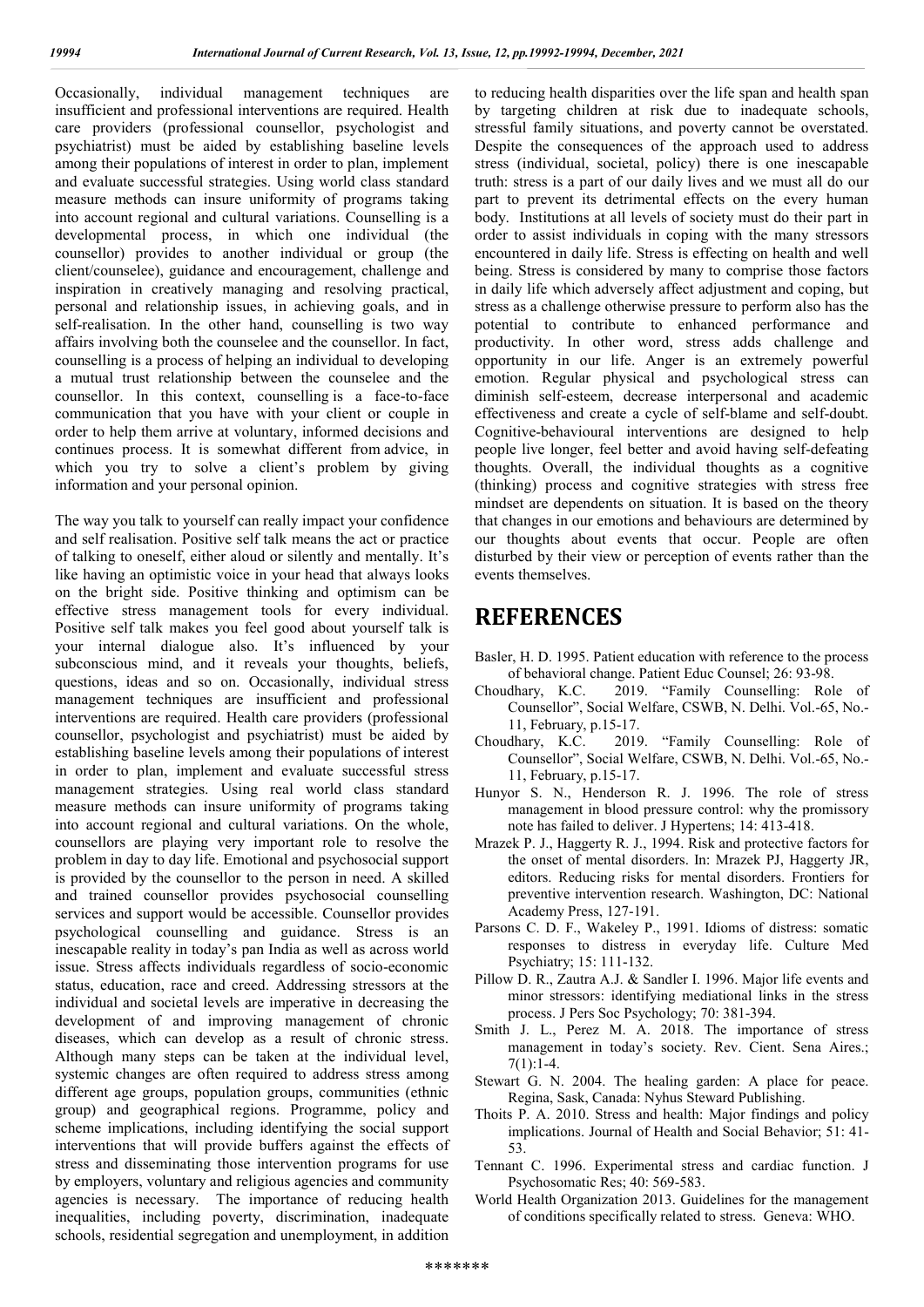Occasionally, individual management techniques are insufficient and professional interventions are required. Health care providers (professional counsellor, psychologist and psychiatrist) must be aided by establishing baseline levels among their populations of interest in order to plan, implement and evaluate successful strategies. Using world class standard measure methods can insure uniformity of programs taking into account regional and cultural variations. Counselling is a developmental process, in which one individual (the counsellor) provides to another individual or group (the client/counselee), guidance and encouragement, challenge and inspiration in creatively managing and resolving practical, personal and relationship issues, in achieving goals, and in self-realisation. In the other hand, counselling is two way affairs involving both the counselee and the counsellor. In fact, counselling is a process of helping an individual to developing a mutual trust relationship between the counselee and the counsellor. In this context, counselling is a face-to-face communication that you have with your client or couple in order to help them arrive at voluntary, informed decisions and continues process. It is somewhat different from advice, in which you try to solve a client's problem by giving information and your personal opinion.

The way you talk to yourself can really impact your confidence and self realisation. Positive self talk means the act or practice of talking to oneself, either aloud or silently and mentally. It's like having an optimistic voice in your head that always looks on the bright side. Positive thinking and optimism can be effective stress management tools for every individual. Positive self talk makes you feel good about yourself talk is your internal dialogue also. It's influenced by your subconscious mind, and it reveals your thoughts, beliefs, questions, ideas and so on. Occasionally, individual stress management techniques are insufficient and professional interventions are required. Health care providers (professional counsellor, psychologist and psychiatrist) must be aided by establishing baseline levels among their populations of interest in order to plan, implement and evaluate successful stress management strategies. Using real world class standard measure methods can insure uniformity of programs taking into account regional and cultural variations. On the whole, counsellors are playing very important role to resolve the problem in day to day life. Emotional and psychosocial support is provided by the counsellor to the person in need. A skilled and trained counsellor provides psychosocial counselling services and support would be accessible. Counsellor provides psychological counselling and guidance. Stress is an inescapable reality in today's pan India as well as across world issue. Stress affects individuals regardless of socio-economic status, education, race and creed. Addressing stressors at the individual and societal levels are imperative in decreasing the development of and improving management of chronic diseases, which can develop as a result of chronic stress. Although many steps can be taken at the individual level, systemic changes are often required to address stress among different age groups, population groups, communities (ethnic group) and geographical regions. Programme, policy and scheme implications, including identifying the social support interventions that will provide buffers against the effects of stress and disseminating those intervention programs for use by employers, voluntary and religious agencies and community agencies is necessary. The importance of reducing health inequalities, including poverty, discrimination, inadequate schools, residential segregation and unemployment, in addition to reducing health disparities over the life span and health span by targeting children at risk due to inadequate schools, stressful family situations, and poverty cannot be overstated. Despite the consequences of the approach used to address stress (individual, societal, policy) there is one inescapable truth: stress is a part of our daily lives and we must all do our part to prevent its detrimental effects on the every human body. Institutions at all levels of society must do their part in order to assist individuals in coping with the many stressors encountered in daily life. Stress is effecting on health and well being. Stress is considered by many to comprise those factors in daily life which adversely affect adjustment and coping, but stress as a challenge otherwise pressure to perform also has the potential to contribute to enhanced performance and productivity. In other word, stress adds challenge and opportunity in our life. Anger is an extremely powerful emotion. Regular physical and psychological stress can diminish self-esteem, decrease interpersonal and academic effectiveness and create a cycle of self-blame and self-doubt. Cognitive-behavioural interventions are designed to help people live longer, feel better and avoid having self-defeating thoughts. Overall, the individual thoughts as a cognitive (thinking) process and cognitive strategies with stress free mindset are dependents on situation. It is based on the theory that changes in our emotions and behaviours are determined by our thoughts about events that occur. People are often disturbed by their view or perception of events rather than the events themselves.

# REFERENCES

Basler, H. D. 1995. Patient education with reference to the process of behavioral change. Patient Educ Counsel; 26: 93-98.

Choudhary, K.C. 2019. "Family Counselling: Role of Counsellor", Social Welfare, CSWB, N. Delhi. Vol.-65, No.-11, February, p.15-17.

Choudhary, K.C. 2019. "Family Counselling: Role of Counsellor", Social Welfare, CSWB, N. Delhi. Vol.-65, No.-11, February, p.15-17.

Hunyor S. N., Henderson R. J. 1996. The role of stress management in blood pressure control: why the promissory note has failed to deliver. J Hypertens; 14: 413-418.

Mrazek P. J., Haggerty R. J., 1994. Risk and protective factors for the onset of mental disorders. In: Mrazek PJ, Haggerty JR, editors. Reducing risks for mental disorders. Frontiers for preventive intervention research. Washington, DC: National Academy Press, 127-191.

Parsons C. D. F., Wakeley P., 1991. Idioms of distress: somatic responses to distress in everyday life. Culture Med Psychiatry; 15: 111-132.

Pillow D. R., Zautra A.J. & Sandler I. 1996. Major life events and minor stressors: identifying mediational links in the stress process. J Pers Soc Psychology; 70: 381-394.

Smith J. L., Perez M. A. 2018. The importance of stress management in today's society. Rev. Cient. Sena Aires.; 7(1):1-4.

Stewart G. N. 2004. The healing garden: A place for peace. Regina, Sask, Canada: Nyhus Steward Publishing.

Thoits P. A. 2010. Stress and health: Major findings and policy implications. Journal of Health and Social Behavior; 51: 41-53.

Tennant C. 1996. Experimental stress and cardiac function. J Psychosomatic Res; 40: 569-583.

World Health Organization 2013. Guidelines for the management of conditions specifically related to stress. Geneva: WHO.

\*\*\*\*\*\*\*